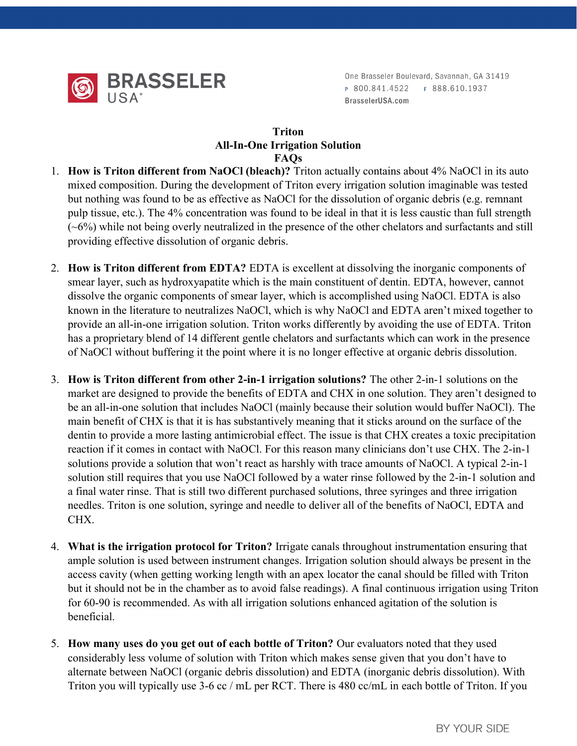# Triton
## All-In-One Irrigation Solution
## FAQs

1. **How is Triton different from NaOCl (bleach)?** Triton actually contains about 4% NaOCl in its auto mixed composition. During the development of Triton every irrigation solution imaginable was tested but nothing was found to be as effective as NaOCl for the dissolution of organic debris (e.g. remnant pulp tissue, etc.). The 4% concentration was found to be ideal in that it is less caustic than full strength (~6%) while not being overly neutralized in the presence of the other chelators and surfactants and still providing effective dissolution of organic debris.

2. **How is Triton different from EDTA?** EDTA is excellent at dissolving the inorganic components of smear layer, such as hydroxyapatite which is the main constituent of dentin. EDTA, however, cannot dissolve the organic components of smear layer, which is accomplished using NaOCl. EDTA is also known in the literature to neutralizes NaOCl, which is why NaOCl and EDTA aren't mixed together to provide an all-in-one irrigation solution. Triton works differently by avoiding the use of EDTA. Triton has a proprietary blend of 14 different gentle chelators and surfactants which can work in the presence of NaOCl without buffering it the point where it is no longer effective at organic debris dissolution.

3. **How is Triton different from other 2-in-1 irrigation solutions?** The other 2-in-1 solutions on the market are designed to provide the benefits of EDTA and CHX in one solution. They aren't designed to be an all-in-one solution that includes NaOCl (mainly because their solution would buffer NaOCl). The main benefit of CHX is that it is has substantively meaning that it sticks around on the surface of the dentin to provide a more lasting antimicrobial effect. The issue is that CHX creates a toxic precipitation reaction if it comes in contact with NaOCl. For this reason many clinicians don't use CHX. The 2-in-1 solutions provide a solution that won't react as harshly with trace amounts of NaOCl. A typical 2-in-1 solution still requires that you use NaOCl followed by a water rinse followed by the 2-in-1 solution and a final water rinse. That is still two different purchased solutions, three syringes and three irrigation needles. Triton is one solution, syringe and needle to deliver all of the benefits of NaOCl, EDTA and CHX.

4. **What is the irrigation protocol for Triton?** Irrigate canals throughout instrumentation ensuring that ample solution is used between instrument changes. Irrigation solution should always be present in the access cavity (when getting working length with an apex locator the canal should be filled with Triton but it should not be in the chamber as to avoid false readings). A final continuous irrigation using Triton for 60-90 is recommended. As with all irrigation solutions enhanced agitation of the solution is beneficial.

5. **How many uses do you get out of each bottle of Triton?** Our evaluators noted that they used considerably less volume of solution with Triton which makes sense given that you don't have to alternate between NaOCl (organic debris dissolution) and EDTA (inorganic debris dissolution). With Triton you will typically use 3-6 cc / mL per RCT. There is 480 cc/mL in each bottle of Triton. If you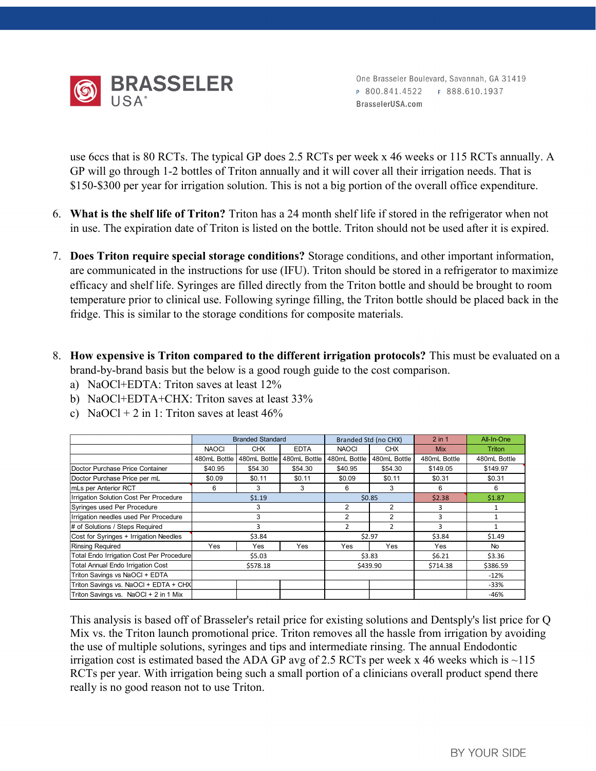use 6ccs that is 80 RCTs. The typical GP does 2.5 RCTs per week x 46 weeks or 115 RCTs annually. A GP will go through 1-2 bottles of Triton annually and it will cover all their irrigation needs. That is $150-$300 per year for irrigation solution. This is not a big portion of the overall office expenditure.

6. **What is the shelf life of Triton?** Triton has a 24 month shelf life if stored in the refrigerator when not in use. The expiration date of Triton is listed on the bottle. Triton should not be used after it is expired.

7. **Does Triton require special storage conditions?** Storage conditions, and other important information, are communicated in the instructions for use (IFU). Triton should be stored in a refrigerator to maximize efficacy and shelf life. Syringes are filled directly from the Triton bottle and should be brought to room temperature prior to clinical use. Following syringe filling, the Triton bottle should be placed back in the fridge. This is similar to the storage conditions for composite materials.

8. **How expensive is Triton compared to the different irrigation protocols?** This must be evaluated on a brand-by-brand basis but the below is a good rough guide to the cost comparison.
   a) NaOCl+EDTA: Triton saves at least 12%
   b) NaOCl+EDTA+CHX: Triton saves at least 33%
   c) NaOCl + 2 in 1: Triton saves at least 46%

| | Branded Standard | | | Branded Std (no CHX) | | 2 in 1 | All-In-One |
|---|---|---|---|---|---|---|---|
| | NAOCl | CHX | EDTA | NAOCl | CHX | Mix | Triton |
| | 480mL Bottle | 480mL Bottle | 480mL Bottle | 480mL Bottle | 480mL Bottle | 480mL Bottle | 480mL Bottle |
| Doctor Purchase Price Container | $40.95 | $54.30 | $54.30 | $40.95 | $54.30 | $149.05 | $149.97 |
| Doctor Purchase Price per mL | $0.09 | $0.11 | $0.11 | $0.09 | $0.11 | $0.31 | $0.31 |
| mLs per Anterior RCT | 6 | 3 | 3 | 6 | 3 | 6 | 6 |
| Irrigation Solution Cost Per Procedure | $1.19 | | | $0.85 | | $2.38 | $1.87 |
| Syringes used Per Procedure | 3 | | | 2 | 2 | 3 | 1 |
| Irrigation needles used Per Procedure | 3 | | | 2 | 2 | 3 | 1 |
| # of Solutions / Steps Required | 3 | | | 2 | 2 | 3 | 1 |
| Cost for Syringes + Irrigation Needles | $3.84 | | | $2.97 | | $3.84 | $1.49 |
| Rinsing Required | Yes | Yes | Yes | Yes | Yes | Yes | No |
| Total Endo Irrigation Cost Per Procedure | $5.03 | | | $3.83 | | $6.21 | $3.36 |
| Total Annual Endo Irrigation Cost | $578.18 | | | $439.90 | | $714.38 | $386.59 |
| Triton Savings vs NaOCl + EDTA | | | | | | | -12% |
| Triton Savings vs. NaOCl + EDTA + CHX | | | | | | | -33% |
| Triton Savings vs. NaOCl + 2 in 1 Mix | | | | | | | -46% |

This analysis is based off of Brasseler's retail price for existing solutions and Dentsply's list price for Q Mix vs. the Triton launch promotional price. Triton removes all the hassle from irrigation by avoiding the use of multiple solutions, syringes and tips and intermediate rinsing. The annual Endodontic irrigation cost is estimated based the ADA GP avg of 2.5 RCTs per week x 46 weeks which is ~115 RCTs per year. With irrigation being such a small portion of a clinicians overall product spend there really is no good reason not to use Triton.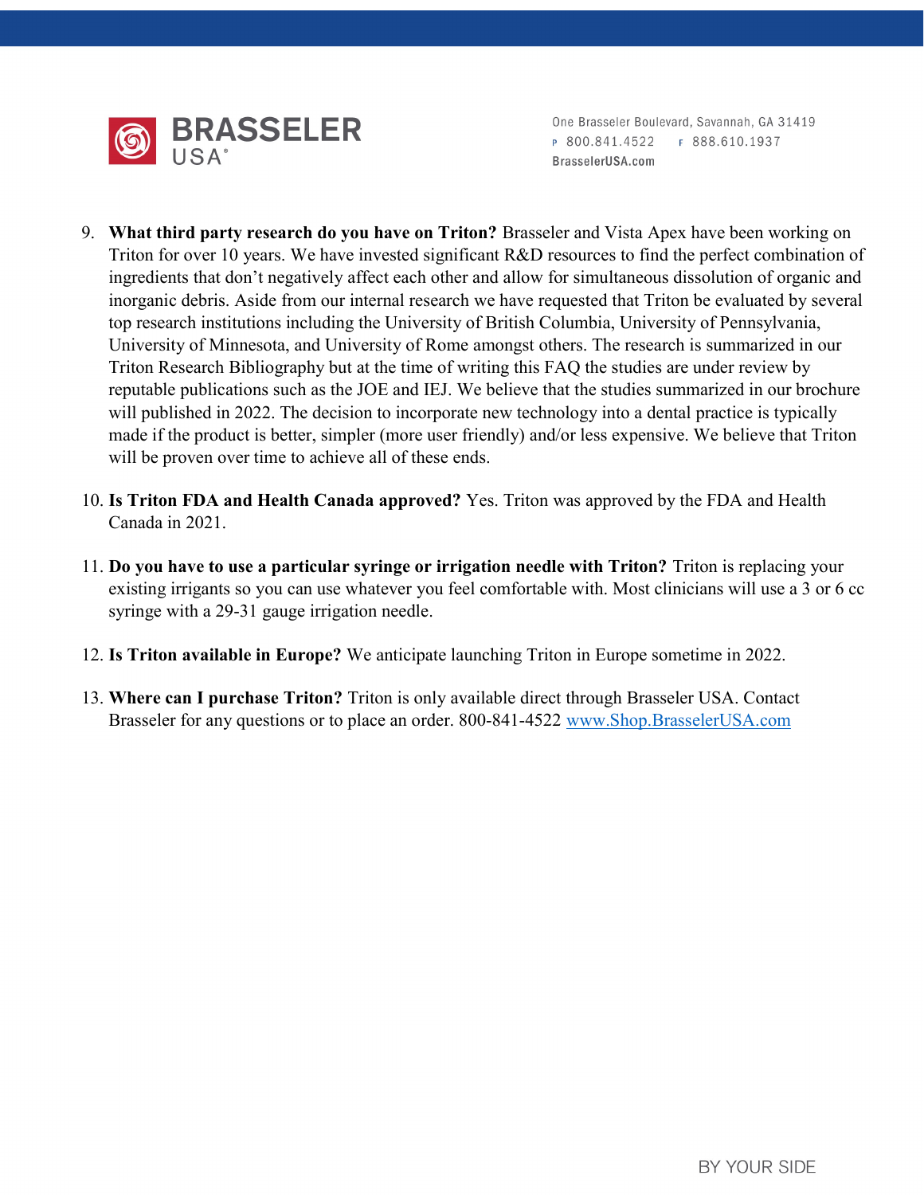9. **What third party research do you have on Triton?** Brasseler and Vista Apex have been working on Triton for over 10 years. We have invested significant R&D resources to find the perfect combination of ingredients that don't negatively affect each other and allow for simultaneous dissolution of organic and inorganic debris. Aside from our internal research we have requested that Triton be evaluated by several top research institutions including the University of British Columbia, University of Pennsylvania, University of Minnesota, and University of Rome amongst others. The research is summarized in our Triton Research Bibliography but at the time of writing this FAQ the studies are under review by reputable publications such as the JOE and IEJ. We believe that the studies summarized in our brochure will published in 2022. The decision to incorporate new technology into a dental practice is typically made if the product is better, simpler (more user friendly) and/or less expensive. We believe that Triton will be proven over time to achieve all of these ends.

10. **Is Triton FDA and Health Canada approved?** Yes. Triton was approved by the FDA and Health Canada in 2021.

11. **Do you have to use a particular syringe or irrigation needle with Triton?** Triton is replacing your existing irrigants so you can use whatever you feel comfortable with. Most clinicians will use a 3 or 6 cc syringe with a 29-31 gauge irrigation needle.

12. **Is Triton available in Europe?** We anticipate launching Triton in Europe sometime in 2022.

13. **Where can I purchase Triton?** Triton is only available direct through Brasseler USA. Contact Brasseler for any questions or to place an order. 800-841-4522 [www.Shop.BrasselerUSA.com](http://www.Shop.BrasselerUSA.com)